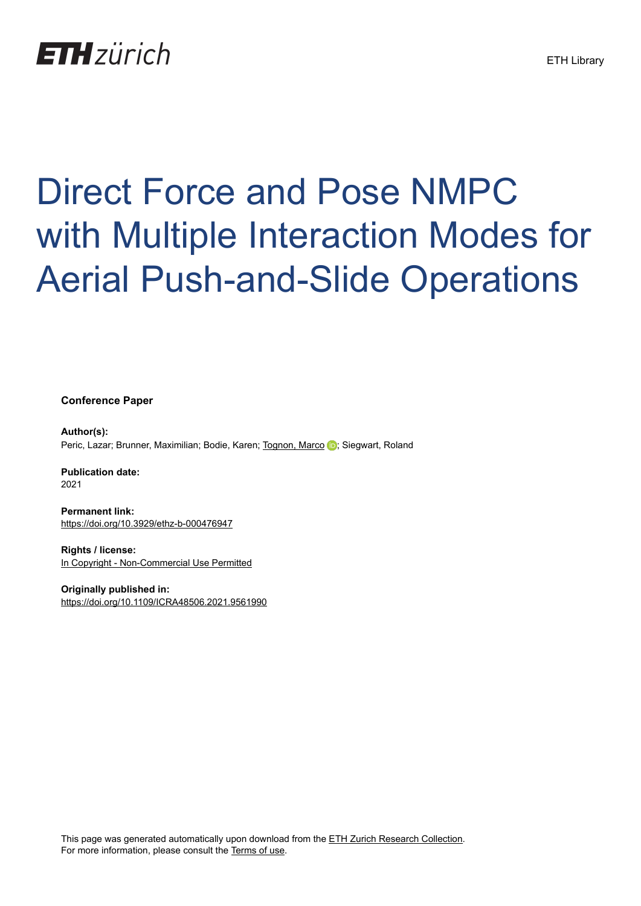# Direct Force and Pose NMPC with Multiple Interaction Modes for Aerial Push-and-Slide Operations

**Conference Paper**

**Author(s):**
Peric, Lazar; Brunner, Maximilian; Bodie, Karen; Tognon, Marco; Siegwart, Roland

**Publication date:**
2021

**Permanent link:**
https://doi.org/10.3929/ethz-b-000476947

**Rights / license:**
In Copyright - Non-Commercial Use Permitted

**Originally published in:**
https://doi.org/10.1109/ICRA48506.2021.9561990

This page was generated automatically upon download from the ETH Zurich Research Collection.
For more information, please consult the Terms of use.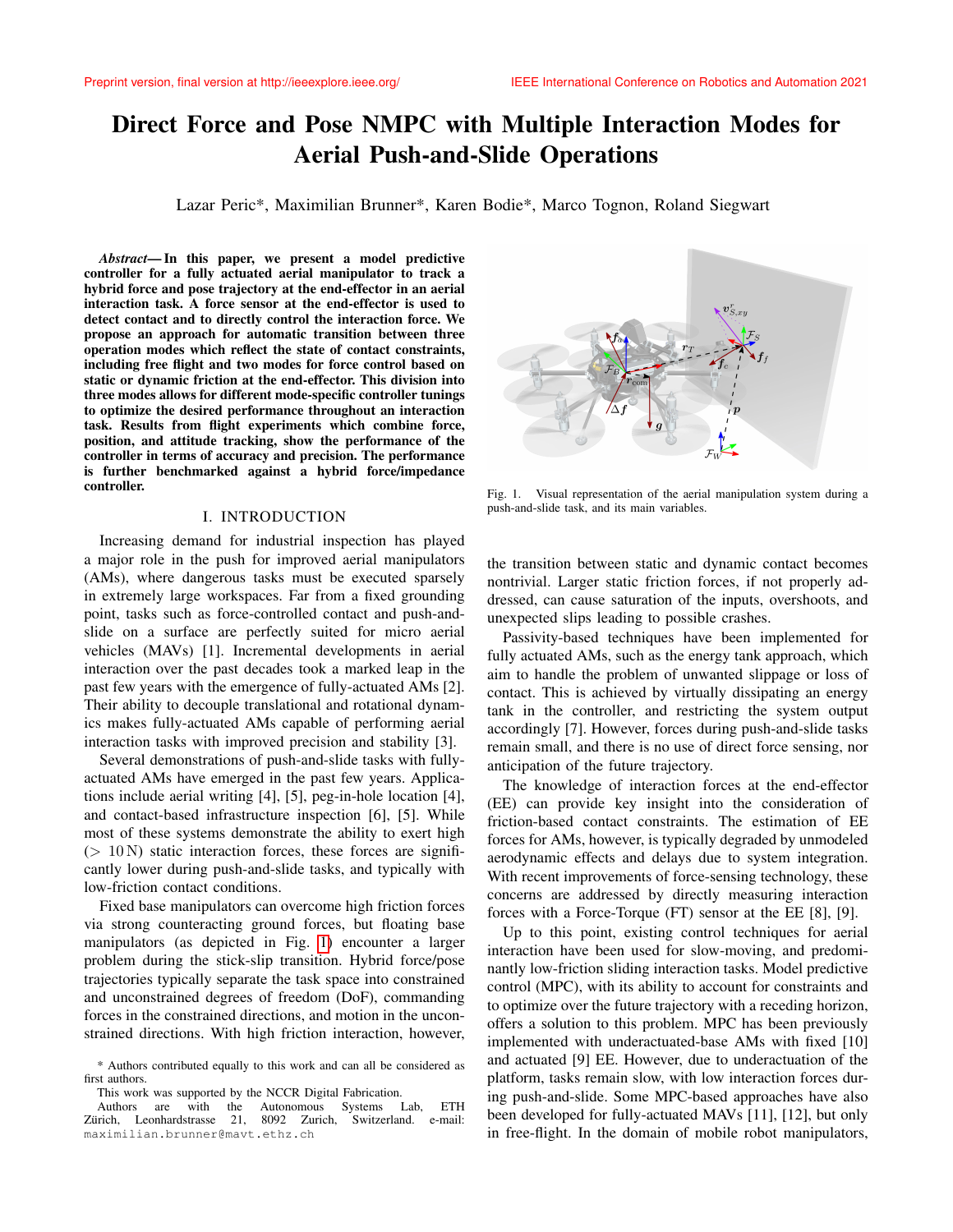# Direct Force and Pose NMPC with Multiple Interaction Modes for Aerial Push-and-Slide Operations

Lazar Peric*, Maximilian Brunner*, Karen Bodie*, Marco Tognon, Roland Siegwart

***Abstract*— In this paper, we present a model predictive controller for a fully actuated aerial manipulator to track a hybrid force and pose trajectory at the end-effector in an aerial interaction task. A force sensor at the end-effector is used to detect contact and to directly control the interaction force. We propose an approach for automatic transition between three operation modes which reflect the state of contact constraints, including free flight and two modes for force control based on static or dynamic friction at the end-effector. This division into three modes allows for different mode-specific controller tunings to optimize the desired performance throughout an interaction task. Results from flight experiments which combine force, position, and attitude tracking, show the performance of the controller in terms of accuracy and precision. The performance is further benchmarked against a hybrid force/impedance controller.**

## I. INTRODUCTION

Increasing demand for industrial inspection has played a major role in the push for improved aerial manipulators (AMs), where dangerous tasks must be executed sparsely in extremely large workspaces. Far from a fixed grounding point, tasks such as force-controlled contact and push-and-slide on a surface are perfectly suited for micro aerial vehicles (MAVs) [1]. Incremental developments in aerial interaction over the past decades took a marked leap in the past few years with the emergence of fully-actuated AMs [2]. Their ability to decouple translational and rotational dynamics makes fully-actuated AMs capable of performing aerial interaction tasks with improved precision and stability [3].

Several demonstrations of push-and-slide tasks with fully-actuated AMs have emerged in the past few years. Applications include aerial writing [4], [5], peg-in-hole location [4], and contact-based infrastructure inspection [6], [5]. While most of these systems demonstrate the ability to exert high ($> 10\,\mathrm{N}$) static interaction forces, these forces are significantly lower during push-and-slide tasks, and typically with low-friction contact conditions.

Fixed base manipulators can overcome high friction forces via strong counteracting ground forces, but floating base manipulators (as depicted in Fig. 1) encounter a larger problem during the stick-slip transition. Hybrid force/pose trajectories typically separate the task space into constrained and unconstrained degrees of freedom (DoF), commanding forces in the constrained directions, and motion in the unconstrained directions. With high friction interaction, however, the transition between static and dynamic contact becomes nontrivial. Larger static friction forces, if not properly addressed, can cause saturation of the inputs, overshoots, and unexpected slips leading to possible crashes.

Fig. 1. Visual representation of the aerial manipulation system during a push-and-slide task, and its main variables.

Passivity-based techniques have been implemented for fully actuated AMs, such as the energy tank approach, which aim to handle the problem of unwanted slippage or loss of contact. This is achieved by virtually dissipating an energy tank in the controller, and restricting the system output accordingly [7]. However, forces during push-and-slide tasks remain small, and there is no use of direct force sensing, nor anticipation of the future trajectory.

The knowledge of interaction forces at the end-effector (EE) can provide key insight into the consideration of friction-based contact constraints. The estimation of EE forces for AMs, however, is typically degraded by unmodeled aerodynamic effects and delays due to system integration. With recent improvements of force-sensing technology, these concerns are addressed by directly measuring interaction forces with a Force-Torque (FT) sensor at the EE [8], [9].

Up to this point, existing control techniques for aerial interaction have been used for slow-moving, and predominantly low-friction sliding interaction tasks. Model predictive control (MPC), with its ability to account for constraints and to optimize over the future trajectory with a receding horizon, offers a solution to this problem. MPC has been previously implemented with underactuated-base AMs with fixed [10] and actuated [9] EE. However, due to underactuation of the platform, tasks remain slow, with low interaction forces during push-and-slide. Some MPC-based approaches have also been developed for fully-actuated MAVs [11], [12], but only in free-flight. In the domain of mobile robot manipulators,

\* Authors contributed equally to this work and can all be considered as first authors.

This work was supported by the NCCR Digital Fabrication.

Authors are with the Autonomous Systems Lab, ETH Zürich, Leonhardstrasse 21, 8092 Zurich, Switzerland. e-mail: maximilian.brunner@mavt.ethz.ch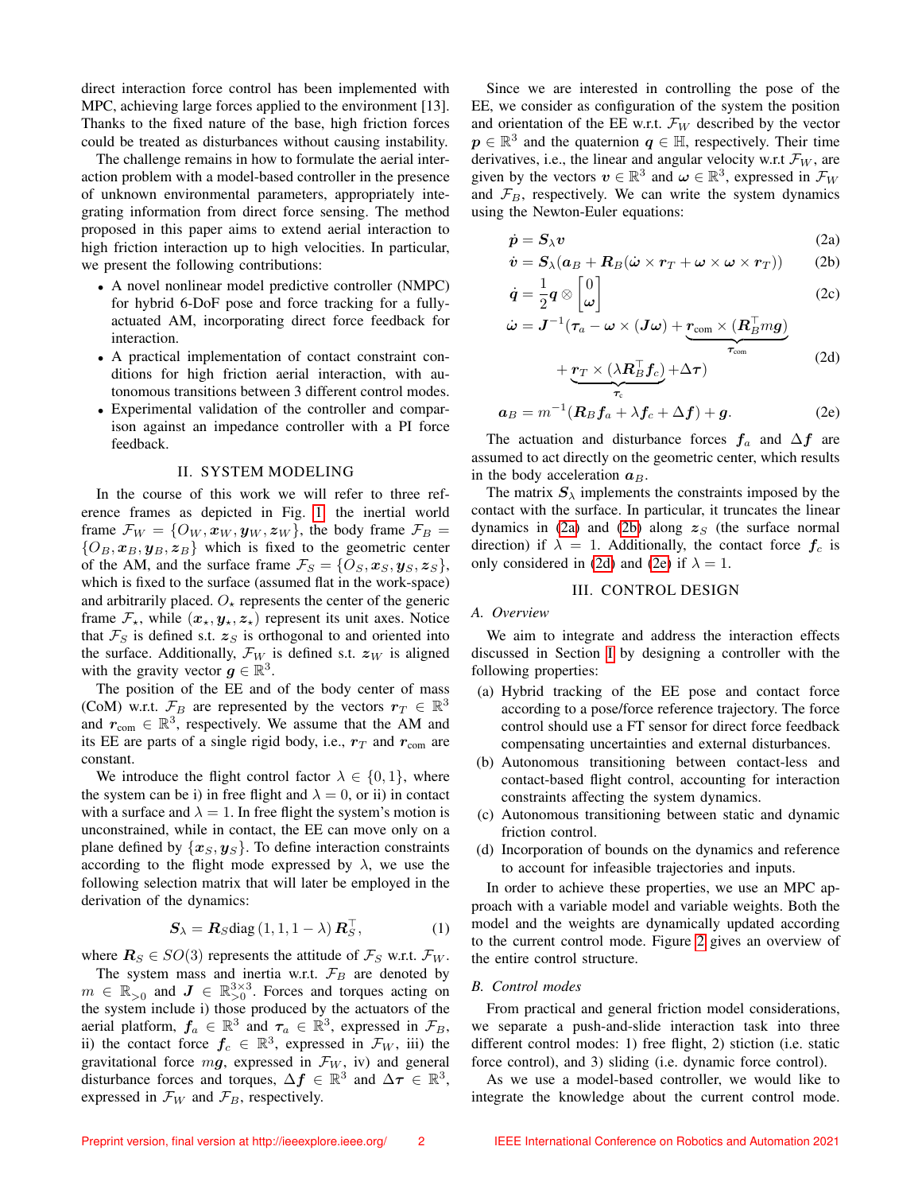direct interaction force control has been implemented with MPC, achieving large forces applied to the environment [13]. Thanks to the fixed nature of the base, high friction forces could be treated as disturbances without causing instability.

The challenge remains in how to formulate the aerial interaction problem with a model-based controller in the presence of unknown environmental parameters, appropriately integrating information from direct force sensing. The method proposed in this paper aims to extend aerial interaction to high friction interaction up to high velocities. In particular, we present the following contributions:

- A novel nonlinear model predictive controller (NMPC) for hybrid 6-DoF pose and force tracking for a fully-actuated AM, incorporating direct force feedback for interaction.
- A practical implementation of contact constraint conditions for high friction aerial interaction, with autonomous transitions between 3 different control modes.
- Experimental validation of the controller and comparison against an impedance controller with a PI force feedback.

## II. SYSTEM MODELING

In the course of this work we will refer to three reference frames as depicted in Fig. 1: the inertial world frame $\mathcal{F}_W = \{O_W, \boldsymbol{x}_W, \boldsymbol{y}_W, \boldsymbol{z}_W\}$, the body frame $\mathcal{F}_B = \{O_B, \boldsymbol{x}_B, \boldsymbol{y}_B, \boldsymbol{z}_B\}$ which is fixed to the geometric center of the AM, and the surface frame $\mathcal{F}_S = \{O_S, \boldsymbol{x}_S, \boldsymbol{y}_S, \boldsymbol{z}_S\}$, which is fixed to the surface (assumed flat in the work-space) and arbitrarily placed. $O_\star$ represents the center of the generic frame $\mathcal{F}_\star$, while $(\boldsymbol{x}_\star, \boldsymbol{y}_\star, \boldsymbol{z}_\star)$ represent its unit axes. Notice that $\mathcal{F}_S$ is defined s.t. $\boldsymbol{z}_S$ is orthogonal to and oriented into the surface. Additionally, $\mathcal{F}_W$ is defined s.t. $\boldsymbol{z}_W$ is aligned with the gravity vector $\boldsymbol{g} \in \mathbb{R}^3$.

The position of the EE and of the body center of mass (CoM) w.r.t. $\mathcal{F}_B$ are represented by the vectors $\boldsymbol{r}_T \in \mathbb{R}^3$ and $\boldsymbol{r}_{\text{com}} \in \mathbb{R}^3$, respectively. We assume that the AM and its EE are parts of a single rigid body, i.e., $\boldsymbol{r}_T$ and $\boldsymbol{r}_{\text{com}}$ are constant.

We introduce the flight control factor $\lambda \in \{0, 1\}$, where the system can be i) in free flight and $\lambda = 0$, or ii) in contact with a surface and $\lambda = 1$. In free flight the system's motion is unconstrained, while in contact, the EE can move only on a plane defined by $\{\boldsymbol{x}_S, \boldsymbol{y}_S\}$. To define interaction constraints according to the flight mode expressed by $\lambda$, we use the following selection matrix that will later be employed in the derivation of the dynamics:

$$\boldsymbol{S}_\lambda = \boldsymbol{R}_S \text{diag}\left(1, 1, 1 - \lambda\right) \boldsymbol{R}_S^\top, \tag{1}$$

where $\boldsymbol{R}_S \in SO(3)$ represents the attitude of $\mathcal{F}_S$ w.r.t. $\mathcal{F}_W$.

The system mass and inertia w.r.t. $\mathcal{F}_B$ are denoted by $m \in \mathbb{R}_{>0}$ and $\boldsymbol{J} \in \mathbb{R}^{3\times3}_{>0}$. Forces and torques acting on the system include i) those produced by the actuators of the aerial platform, $\boldsymbol{f}_a \in \mathbb{R}^3$ and $\boldsymbol{\tau}_a \in \mathbb{R}^3$, expressed in $\mathcal{F}_B$, ii) the contact force $\boldsymbol{f}_c \in \mathbb{R}^3$, expressed in $\mathcal{F}_W$, iii) the gravitational force $m\boldsymbol{g}$, expressed in $\mathcal{F}_W$, iv) and general disturbance forces and torques, $\Delta \boldsymbol{f} \in \mathbb{R}^3$ and $\Delta \boldsymbol{\tau} \in \mathbb{R}^3$, expressed in $\mathcal{F}_W$ and $\mathcal{F}_B$, respectively.

Since we are interested in controlling the pose of the EE, we consider as configuration of the system the position and orientation of the EE w.r.t. $\mathcal{F}_W$ described by the vector $\boldsymbol{p} \in \mathbb{R}^3$ and the quaternion $\boldsymbol{q} \in \mathbb{H}$, respectively. Their time derivatives, i.e., the linear and angular velocity w.r.t $\mathcal{F}_W$, are given by the vectors $\boldsymbol{v} \in \mathbb{R}^3$ and $\boldsymbol{\omega} \in \mathbb{R}^3$, expressed in $\mathcal{F}_W$ and $\mathcal{F}_B$, respectively. We can write the system dynamics using the Newton-Euler equations:

$$\dot{\boldsymbol{p}} = \boldsymbol{S}_\lambda \boldsymbol{v} \tag{2a}$$

$$\dot{\boldsymbol{v}} = \boldsymbol{S}_\lambda(\boldsymbol{a}_B + \boldsymbol{R}_B(\dot{\boldsymbol{\omega}} \times \boldsymbol{r}_T + \boldsymbol{\omega} \times \boldsymbol{\omega} \times \boldsymbol{r}_T)) \tag{2b}$$

$$\dot{\boldsymbol{q}} = \frac{1}{2}\boldsymbol{q} \otimes \begin{bmatrix} 0 \\ \boldsymbol{\omega} \end{bmatrix} \tag{2c}$$

$$\dot{\boldsymbol{\omega}} = \boldsymbol{J}^{-1}(\boldsymbol{\tau}_a - \boldsymbol{\omega} \times (\boldsymbol{J}\boldsymbol{\omega}) + \underbrace{\boldsymbol{r}_{\text{com}} \times (\boldsymbol{R}_B^\top m\boldsymbol{g})}_{\boldsymbol{\tau}_{\text{com}}} + \underbrace{\boldsymbol{r}_T \times (\lambda \boldsymbol{R}_B^\top \boldsymbol{f}_c)}_{\boldsymbol{\tau}_c} + \Delta\boldsymbol{\tau}) \tag{2d}$$

$$\boldsymbol{a}_B = m^{-1}(\boldsymbol{R}_B \boldsymbol{f}_a + \lambda \boldsymbol{f}_c + \Delta \boldsymbol{f}) + \boldsymbol{g}. \tag{2e}$$

The actuation and disturbance forces $\boldsymbol{f}_a$ and $\Delta\boldsymbol{f}$ are assumed to act directly on the geometric center, which results in the body acceleration $\boldsymbol{a}_B$.

The matrix $\boldsymbol{S}_\lambda$ implements the constraints imposed by the contact with the surface. In particular, it truncates the linear dynamics in (2a) and (2b) along $\boldsymbol{z}_S$ (the surface normal direction) if $\lambda = 1$. Additionally, the contact force $\boldsymbol{f}_c$ is only considered in (2d) and (2e) if $\lambda = 1$.

## III. CONTROL DESIGN

### A. Overview

We aim to integrate and address the interaction effects discussed in Section I by designing a controller with the following properties:

(a) Hybrid tracking of the EE pose and contact force according to a pose/force reference trajectory. The force control should use a FT sensor for direct force feedback compensating uncertainties and external disturbances.

(b) Autonomous transitioning between contact-less and contact-based flight control, accounting for interaction constraints affecting the system dynamics.

(c) Autonomous transitioning between static and dynamic friction control.

(d) Incorporation of bounds on the dynamics and reference to account for infeasible trajectories and inputs.

In order to achieve these properties, we use an MPC approach with a variable model and variable weights. Both the model and the weights are dynamically updated according to the current control mode. Figure 2 gives an overview of the entire control structure.

### B. Control modes

From practical and general friction model considerations, we separate a push-and-slide interaction task into three different control modes: 1) free flight, 2) stiction (i.e. static force control), and 3) sliding (i.e. dynamic force control).

As we use a model-based controller, we would like to integrate the knowledge about the current control mode.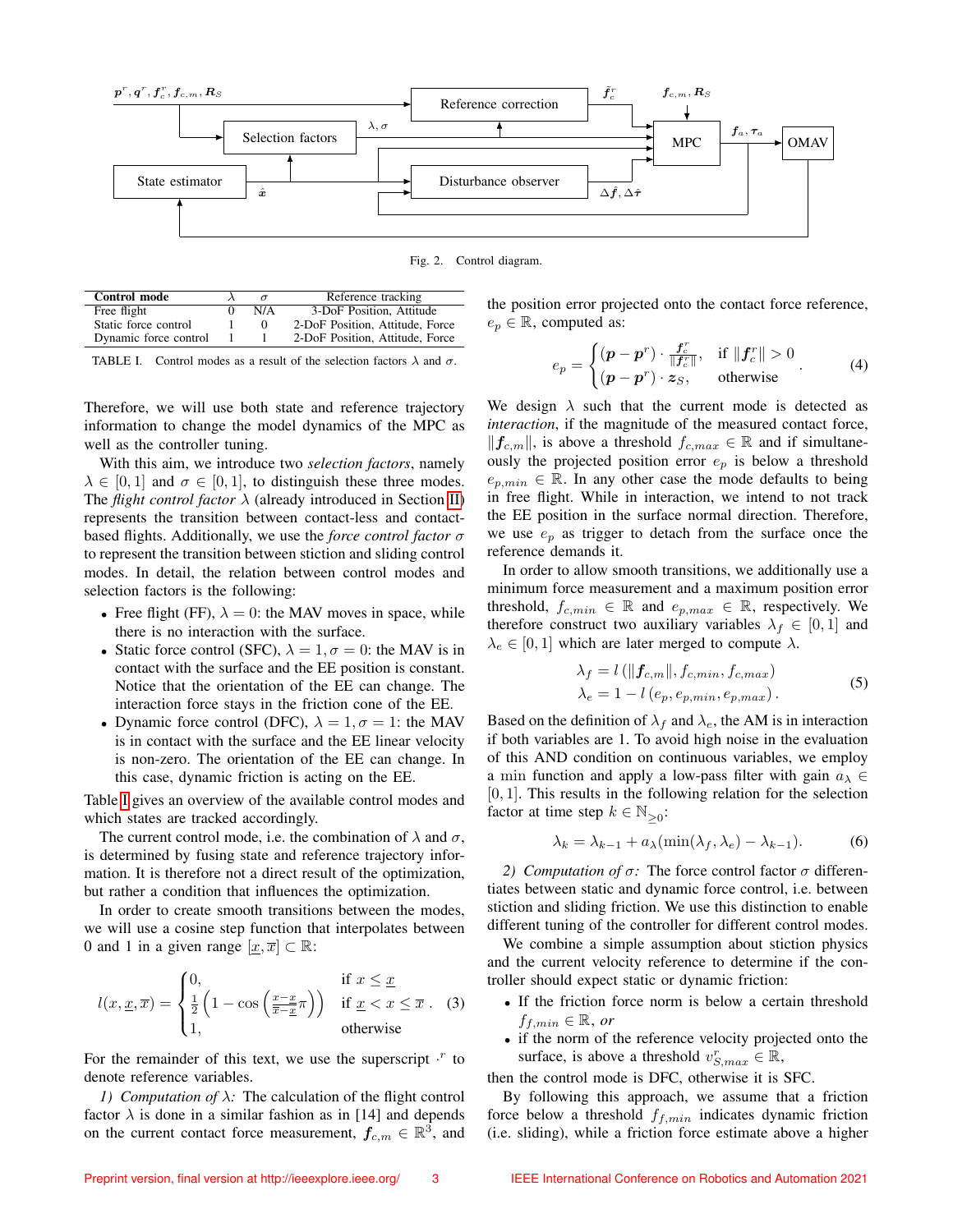Fig. 2. Control diagram.

| Control mode | $\lambda$ | $\sigma$ | Reference tracking |
|---|---|---|---|
| Free flight | 0 | N/A | 3-DoF Position, Attitude |
| Static force control | 1 | 0 | 2-DoF Position, Attitude, Force |
| Dynamic force control | 1 | 1 | 2-DoF Position, Attitude, Force |

TABLE I. Control modes as a result of the selection factors $\lambda$ and $\sigma$.

Therefore, we will use both state and reference trajectory information to change the model dynamics of the MPC as well as the controller tuning.

With this aim, we introduce two *selection factors*, namely $\lambda \in [0, 1]$ and $\sigma \in [0, 1]$, to distinguish these three modes. The *flight control factor* $\lambda$ (already introduced in Section II) represents the transition between contact-less and contact-based flights. Additionally, we use the *force control factor* $\sigma$ to represent the transition between stiction and sliding control modes. In detail, the relation between control modes and selection factors is the following:

- Free flight (FF), $\lambda = 0$: the MAV moves in space, while there is no interaction with the surface.
- Static force control (SFC), $\lambda = 1, \sigma = 0$: the MAV is in contact with the surface and the EE position is constant. Notice that the orientation of the EE can change. The interaction force stays in the friction cone of the EE.
- Dynamic force control (DFC), $\lambda = 1, \sigma = 1$: the MAV is in contact with the surface and the EE linear velocity is non-zero. The orientation of the EE can change. In this case, dynamic friction is acting on the EE.

Table I gives an overview of the available control modes and which states are tracked accordingly.

The current control mode, i.e. the combination of $\lambda$ and $\sigma$, is determined by fusing state and reference trajectory information. It is therefore not a direct result of the optimization, but rather a condition that influences the optimization.

In order to create smooth transitions between the modes, we will use a cosine step function that interpolates between 0 and 1 in a given range $[\underline{x}, \overline{x}] \subset \mathbb{R}$:

$$
l(x, \underline{x}, \overline{x}) = \begin{cases} 0, & \text{if } x \leq \underline{x} \\ \frac{1}{2}\left(1 - \cos\left(\frac{x - \underline{x}}{\overline{x} - \underline{x}}\pi\right)\right) & \text{if } \underline{x} < x \leq \overline{x} \\ 1, & \text{otherwise} \end{cases}. \quad (3)
$$

For the remainder of this text, we use the superscript $\cdot^r$ to denote reference variables.

*1) Computation of $\lambda$:* The calculation of the flight control factor $\lambda$ is done in a similar fashion as in [14] and depends on the current contact force measurement, $\boldsymbol{f}_{c,m} \in \mathbb{R}^3$, and the position error projected onto the contact force reference, $e_p \in \mathbb{R}$, computed as:

$$
e_p = \begin{cases} (\boldsymbol{p} - \boldsymbol{p}^r) \cdot \frac{\boldsymbol{f}_c^r}{\|\boldsymbol{f}_c^r\|}, & \text{if } \|\boldsymbol{f}_c^r\| > 0 \\ (\boldsymbol{p} - \boldsymbol{p}^r) \cdot \boldsymbol{z}_S, & \text{otherwise} \end{cases}. \quad (4)
$$

We design $\lambda$ such that the current mode is detected as *interaction*, if the magnitude of the measured contact force, $\|\boldsymbol{f}_{c,m}\|$, is above a threshold $f_{c,max} \in \mathbb{R}$ and simultaneously the projected position error $e_p$ is below a threshold $e_{p,min} \in \mathbb{R}$. In any other case the mode defaults to being in free flight. While in interaction, we intend to not track the EE position in the surface normal direction. Therefore, we use $e_p$ as trigger to detach from the surface once the reference demands it.

In order to allow smooth transitions, we additionally use a minimum force measurement and a maximum position error threshold, $f_{c,min} \in \mathbb{R}$ and $e_{p,max} \in \mathbb{R}$, respectively. We therefore construct two auxiliary variables $\lambda_f \in [0, 1]$ and $\lambda_e \in [0, 1]$ which are later merged to compute $\lambda$.

$$
\begin{aligned}
\lambda_f &= l\left(\|\boldsymbol{f}_{c,m}\|, f_{c,min}, f_{c,max}\right) \\
\lambda_e &= 1 - l\left(e_p, e_{p,min}, e_{p,max}\right).
\end{aligned} \quad (5)
$$

Based on the definition of $\lambda_f$ and $\lambda_e$, the AM is in interaction if both variables are 1. To avoid high noise in the evaluation of this AND condition on continuous variables, we employ a min function and apply a low-pass filter with gain $a_\lambda \in [0, 1]$. This results in the following relation for the selection factor at time step $k \in \mathbb{N}_{\geq 0}$:

$$
\lambda_k = \lambda_{k-1} + a_\lambda(\min(\lambda_f, \lambda_e) - \lambda_{k-1}). \quad (6)
$$

*2) Computation of $\sigma$:* The force control factor $\sigma$ differentiates between static and dynamic force control, i.e. between stiction and sliding friction. We use this distinction to enable different tuning of the controller for different control modes.

We combine a simple assumption about stiction physics and the current velocity reference to determine if the controller should expect static or dynamic friction:

- If the friction force norm is below a certain threshold $f_{f,min} \in \mathbb{R}$, *or*
- if the norm of the reference velocity projected onto the surface, is above a threshold $v_{S,max}^r \in \mathbb{R}$,

then the control mode is DFC, otherwise it is SFC.

By following this approach, we assume that a friction force below a threshold $f_{f,min}$ indicates dynamic friction (i.e. sliding), while a friction force estimate above a higher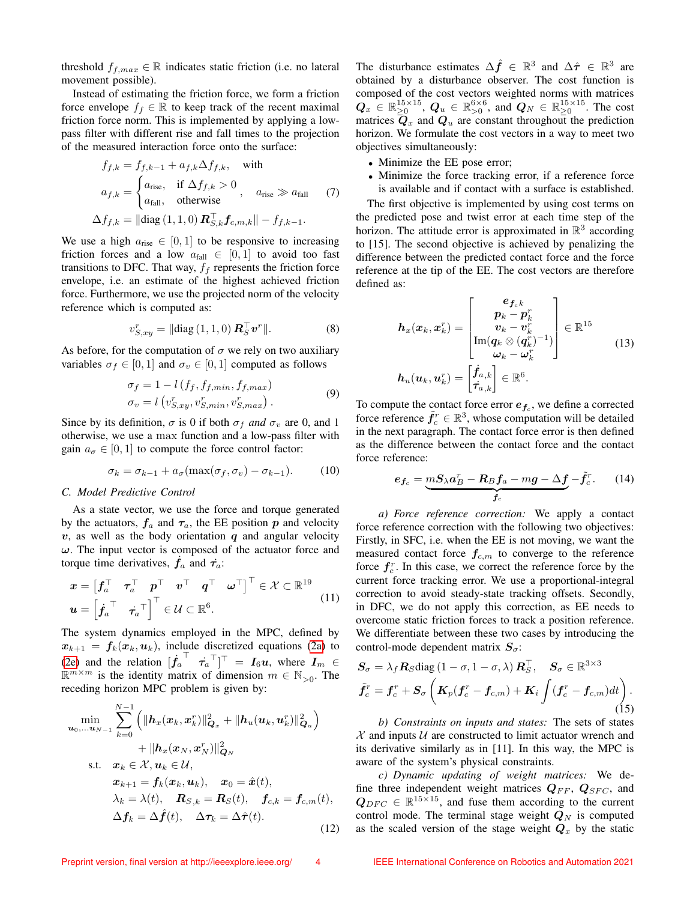threshold $f_{f,max} \in \mathbb{R}$ indicates static friction (i.e. no lateral movement possible).

Instead of estimating the friction force, we form a friction force envelope $f_f \in \mathbb{R}$ to keep track of the recent maximal friction force norm. This is implemented by applying a low-pass filter with different rise and fall times to the projection of the measured interaction force onto the surface:

$$
\begin{aligned}
f_{f,k} &= f_{f,k-1} + a_{f,k} \Delta f_{f,k}, \quad \text{with} \\
a_{f,k} &= \begin{cases} a_{\text{rise}}, & \text{if } \Delta f_{f,k} > 0 \\ a_{\text{fall}}, & \text{otherwise} \end{cases}, \quad a_{\text{rise}} \gg a_{\text{fall}} \\
\Delta f_{f,k} &= \|\text{diag}\,(1,1,0)\,\boldsymbol{R}_{S,k}^{\top} \boldsymbol{f}_{c,m,k}\| - f_{f,k-1}.
\end{aligned}
\tag{7}
$$

We use a high $a_{\text{rise}} \in [0,1]$ to be responsive to increasing friction forces and a low $a_{\text{fall}} \in [0,1]$ to avoid too fast transitions to DFC. That way, $f_f$ represents the friction force envelope, i.e. an estimate of the highest achieved friction force. Furthermore, we use the projected norm of the velocity reference which is computed as:

$$
v_{S,xy}^r = \|\text{diag}\,(1,1,0)\,\boldsymbol{R}_S^{\top} \boldsymbol{v}^r\|. \tag{8}
$$

As before, for the computation of $\sigma$ we rely on two auxiliary variables $\sigma_f \in [0,1]$ and $\sigma_v \in [0,1]$ computed as follows

$$
\begin{aligned}
\sigma_f &= 1 - l\left(f_f, f_{f,min}, f_{f,max}\right) \\
\sigma_v &= l\left(v_{S,xy}^r, v_{S,min}^r, v_{S,max}^r\right).
\end{aligned}
\tag{9}
$$

Since by its definition, $\sigma$ is 0 if both $\sigma_f$ *and* $\sigma_v$ are 0, and 1 otherwise, we use a max function and a low-pass filter with gain $a_\sigma \in [0,1]$ to compute the force control factor:

$$
\sigma_k = \sigma_{k-1} + a_\sigma(\max(\sigma_f, \sigma_v) - \sigma_{k-1}). \tag{10}
$$

### C. Model Predictive Control

As a state vector, we use the force and torque generated by the actuators, $\boldsymbol{f}_a$ and $\boldsymbol{\tau}_a$, the EE position $\boldsymbol{p}$ and velocity $\boldsymbol{v}$, as well as the body orientation $\boldsymbol{q}$ and angular velocity $\boldsymbol{\omega}$. The input vector is composed of the actuator force and torque time derivatives, $\dot{\boldsymbol{f}}_a$ and $\dot{\boldsymbol{\tau}}_a$:

$$
\begin{aligned}
\boldsymbol{x} &= \begin{bmatrix} \boldsymbol{f}_a^{\top} & \boldsymbol{\tau}_a^{\top} & \boldsymbol{p}^{\top} & \boldsymbol{v}^{\top} & \boldsymbol{q}^{\top} & \boldsymbol{\omega}^{\top} \end{bmatrix}^{\top} \in \mathcal{X} \subset \mathbb{R}^{19} \\
\boldsymbol{u} &= \begin{bmatrix} \dot{\boldsymbol{f}}_a^{\top} & \dot{\boldsymbol{\tau}}_a^{\top} \end{bmatrix}^{\top} \in \mathcal{U} \subset \mathbb{R}^{6}.
\end{aligned}
\tag{11}
$$

The system dynamics employed in the MPC, defined by $\boldsymbol{x}_{k+1} = \boldsymbol{f}_k(\boldsymbol{x}_k, \boldsymbol{u}_k)$, include discretized equations (2a) to (2e) and the relation $[\dot{\boldsymbol{f}}_a^{\top} \;\; \dot{\boldsymbol{\tau}}_a^{\top}]^{\top} = \boldsymbol{I}_6 \boldsymbol{u}$, where $\boldsymbol{I}_m \in \mathbb{R}^{m \times m}$ is the identity matrix of dimension $m \in \mathbb{N}_{>0}$. The receding horizon MPC problem is given by:

$$
\begin{aligned}
\min_{\boldsymbol{u}_0, \ldots \boldsymbol{u}_{N-1}} \; & \sum_{k=0}^{N-1} \left( \|\boldsymbol{h}_x(\boldsymbol{x}_k, \boldsymbol{x}_k^r)\|_{\boldsymbol{Q}_x}^2 + \|\boldsymbol{h}_u(\boldsymbol{u}_k, \boldsymbol{u}_k^r)\|_{\boldsymbol{Q}_u}^2 \right) \\
& + \|\boldsymbol{h}_x(\boldsymbol{x}_N, \boldsymbol{x}_N^r)\|_{\boldsymbol{Q}_N}^2 \\
\text{s.t.} \quad & \boldsymbol{x}_k \in \mathcal{X}, \boldsymbol{u}_k \in \mathcal{U}, \\
& \boldsymbol{x}_{k+1} = \boldsymbol{f}_k(\boldsymbol{x}_k, \boldsymbol{u}_k), \quad \boldsymbol{x}_0 = \hat{\boldsymbol{x}}(t), \\
& \lambda_k = \lambda(t), \quad \boldsymbol{R}_{S,k} = \boldsymbol{R}_S(t), \quad \boldsymbol{f}_{c,k} = \boldsymbol{f}_{c,m}(t), \\
& \Delta \boldsymbol{f}_k = \Delta \hat{\boldsymbol{f}}(t), \quad \Delta \boldsymbol{\tau}_k = \Delta \hat{\boldsymbol{\tau}}(t).
\end{aligned}
\tag{12}
$$

The disturbance estimates $\Delta \hat{\boldsymbol{f}} \in \mathbb{R}^3$ and $\Delta \hat{\boldsymbol{\tau}} \in \mathbb{R}^3$ are obtained by a disturbance observer. The cost function is composed of the cost vectors weighted norms with matrices $\boldsymbol{Q}_x \in \mathbb{R}_{\geq 0}^{15 \times 15}$, $\boldsymbol{Q}_u \in \mathbb{R}_{>0}^{6 \times 6}$, and $\boldsymbol{Q}_N \in \mathbb{R}_{\geq 0}^{15 \times 15}$. The cost matrices $\boldsymbol{Q}_x$ and $\boldsymbol{Q}_u$ are constant throughout the prediction horizon. We formulate the cost vectors in a way to meet two objectives simultaneously:

- Minimize the EE pose error;
- Minimize the force tracking error, if a reference force is available and if contact with a surface is established.

The first objective is implemented by using cost terms on the predicted pose and twist error at each time step of the horizon. The attitude error is approximated in $\mathbb{R}^3$ according to [15]. The second objective is achieved by penalizing the difference between the predicted contact force and the force reference at the tip of the EE. The cost vectors are therefore defined as:

$$
\begin{aligned}
\boldsymbol{h}_x(\boldsymbol{x}_k, \boldsymbol{x}_k^r) &= \begin{bmatrix} \boldsymbol{e}_{\boldsymbol{f}_c k} \\ \boldsymbol{p}_k - \boldsymbol{p}_k^r \\ \boldsymbol{v}_k - \boldsymbol{v}_k^r \\ \text{Im}(\boldsymbol{q}_k \otimes (\boldsymbol{q}_k^r)^{-1}) \\ \boldsymbol{\omega}_k - \boldsymbol{\omega}_k^r \end{bmatrix} \in \mathbb{R}^{15} \\
\boldsymbol{h}_u(\boldsymbol{u}_k, \boldsymbol{u}_k^r) &= \begin{bmatrix} \dot{\boldsymbol{f}}_{a,k} \\ \dot{\boldsymbol{\tau}}_{a,k} \end{bmatrix} \in \mathbb{R}^{6}.
\end{aligned}
\tag{13}
$$

To compute the contact force error $\boldsymbol{e}_{\boldsymbol{f}_c}$, we define a corrected force reference $\tilde{\boldsymbol{f}}_c^r \in \mathbb{R}^3$, whose computation will be detailed in the next paragraph. The contact force error is then defined as the difference between the contact force and the contact force reference:

$$
\boldsymbol{e}_{\boldsymbol{f}_c} = \underbrace{m \boldsymbol{S}_\lambda \boldsymbol{a}_B^r - \boldsymbol{R}_B \boldsymbol{f}_a - m\boldsymbol{g} - \Delta \boldsymbol{f}}_{\boldsymbol{f}_c} - \tilde{\boldsymbol{f}}_c^r. \tag{14}
$$

*a) Force reference correction:* We apply a contact force reference correction with the following two objectives: Firstly, in SFC, i.e. when the EE is not moving, we want the measured contact force $\boldsymbol{f}_{c,m}$ to converge to the reference force $\boldsymbol{f}_c^r$. In this case, we correct the reference force by the current force tracking error. We use a proportional-integral correction to avoid steady-state tracking offsets. Secondly, in DFC, we do not apply this correction, as EE needs to overcome static friction forces to track a position reference. We differentiate between these two cases by introducing the control-mode dependent matrix $\boldsymbol{S}_\sigma$:

$$
\begin{aligned}
\boldsymbol{S}_\sigma &= \lambda_f \boldsymbol{R}_S \text{diag}\,(1-\sigma, 1-\sigma, \lambda)\,\boldsymbol{R}_S^{\top}, \quad \boldsymbol{S}_\sigma \in \mathbb{R}^{3\times 3} \\
\tilde{\boldsymbol{f}}_c^r &= \boldsymbol{f}_c^r + \boldsymbol{S}_\sigma \left( \boldsymbol{K}_p(\boldsymbol{f}_c^r - \boldsymbol{f}_{c,m}) + \boldsymbol{K}_i \int (\boldsymbol{f}_c^r - \boldsymbol{f}_{c,m}) dt \right).
\end{aligned}
\tag{15}
$$

*b) Constraints on inputs and states:* The sets of states $\mathcal{X}$ and inputs $\mathcal{U}$ are constructed to limit actuator wrench and its derivative similarly as in [11]. In this way, the MPC is aware of the system's physical constraints.

*c) Dynamic updating of weight matrices:* We define three independent weight matrices $\boldsymbol{Q}_{FF}$, $\boldsymbol{Q}_{SFC}$, and $\boldsymbol{Q}_{DFC} \in \mathbb{R}^{15 \times 15}$, and fuse them according to the current control mode. The terminal stage weight $\boldsymbol{Q}_N$ is computed as the scaled version of the stage weight $\boldsymbol{Q}_x$ by the static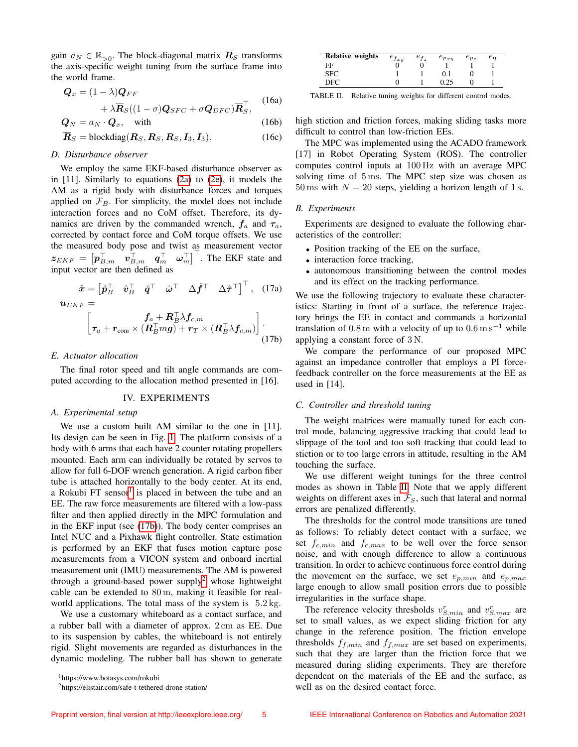gain $a_N \in \mathbb{R}_{>0}$. The block-diagonal matrix $\overline{\boldsymbol{R}}_S$ transforms the axis-specific weight tuning from the surface frame into the world frame.

$$\boldsymbol{Q}_x = (1-\lambda)\boldsymbol{Q}_{FF} + \lambda\overline{\boldsymbol{R}}_S((1-\sigma)\boldsymbol{Q}_{SFC} + \sigma\boldsymbol{Q}_{DFC})\overline{\boldsymbol{R}}_S^\top, \tag{16a}$$

$$\boldsymbol{Q}_N = a_N \cdot \boldsymbol{Q}_x, \quad \text{with} \tag{16b}$$

$$\overline{\boldsymbol{R}}_S = \text{blockdiag}(\boldsymbol{R}_S, \boldsymbol{R}_S, \boldsymbol{R}_S, \boldsymbol{I}_3, \boldsymbol{I}_3). \tag{16c}$$

### D. Disturbance observer

We employ the same EKF-based disturbance observer as in [11]. Similarly to equations (2a) to (2e), it models the AM as a rigid body with disturbance forces and torques applied on $\mathcal{F}_B$. For simplicity, the model does not include interaction forces and no CoM offset. Therefore, its dynamics are driven by the commanded wrench, $\boldsymbol{f}_a$ and $\boldsymbol{\tau}_a$, corrected by contact force and CoM torque offsets. We use the measured body pose and twist as measurement vector $\boldsymbol{z}_{EKF} = \begin{bmatrix}\boldsymbol{p}_{B,m}^\top & \boldsymbol{v}_{B,m}^\top & \boldsymbol{q}_m^\top & \boldsymbol{\omega}_m^\top\end{bmatrix}^\top$. The EKF state and input vector are then defined as

$$\hat{\boldsymbol{x}} = \begin{bmatrix}\hat{\boldsymbol{p}}_B^\top & \hat{\boldsymbol{v}}_B^\top & \hat{\boldsymbol{q}}^\top & \hat{\boldsymbol{\omega}}^\top & \Delta\hat{\boldsymbol{f}}^\top & \Delta\hat{\boldsymbol{\tau}}^\top\end{bmatrix}^\top, \tag{17a}$$

$$\boldsymbol{u}_{EKF} = \begin{bmatrix}\boldsymbol{f}_a + \boldsymbol{R}_B^\top\lambda\boldsymbol{f}_{c,m} \\ \boldsymbol{\tau}_a + \boldsymbol{r}_{\text{com}} \times (\boldsymbol{R}_B^\top m\boldsymbol{g}) + \boldsymbol{r}_T \times (\boldsymbol{R}_B^\top\lambda\boldsymbol{f}_{c,m})\end{bmatrix}. \tag{17b}$$

### E. Actuator allocation

The final rotor speed and tilt angle commands are computed according to the allocation method presented in [16].

## IV. EXPERIMENTS

### A. Experimental setup

We use a custom built AM similar to the one in [11]. Its design can be seen in Fig. 1. The platform consists of a body with 6 arms that each have 2 counter rotating propellers mounted. Each arm can individually be rotated by servos to allow for full 6-DOF wrench generation. A rigid carbon fiber tube is attached horizontally to the body center. At its end, a Rokubi FT sensor[1] is placed in between the tube and an EE. The raw force measurements are filtered with a low-pass filter and then applied directly in the MPC formulation and in the EKF input (see (17b)). The body center comprises an Intel NUC and a Pixhawk flight controller. State estimation is performed by an EKF that fuses motion capture pose measurements from a VICON system and onboard inertial measurement unit (IMU) measurements. The AM is powered through a ground-based power supply[2] whose lightweight cable can be extended to $80\,\text{m}$, making it feasible for real-world applications. The total mass of the system is $5.2\,\text{kg}$.

We use a customary whiteboard as a contact surface, and a rubber ball with a diameter of approx. $2\,\text{cm}$ as EE. Due to its suspension by cables, the whiteboard is not entirely rigid. Slight movements are regarded as disturbances in the dynamic modeling. The rubber ball has shown to generate high stiction and friction forces, making sliding tasks more difficult to control than low-friction EEs.

[1] https://www.botasys.com/rokubi

[2] https://elistair.com/safe-t-tethered-drone-station/

| Relative weights | $e_{f_{xy}}$ | $e_{f_z}$ | $e_{p_{xy}}$ | $e_{p_z}$ | $e_{\boldsymbol{q}}$ |
|---|---|---|---|---|---|
| FF | 0 | 0 | 1 | 1 | 1 |
| SFC | 1 | 1 | 0.1 | 0 | 1 |
| DFC | 0 | 1 | 0.25 | 0 | 1 |

TABLE II. Relative tuning weights for different control modes.

The MPC was implemented using the ACADO framework [17] in Robot Operating System (ROS). The controller computes control inputs at $100\,\text{Hz}$ with an average MPC solving time of $5\,\text{ms}$. The MPC step size was chosen as $50\,\text{ms}$ with $N = 20$ steps, yielding a horizon length of $1\,\text{s}$.

### B. Experiments

Experiments are designed to evaluate the following characteristics of the controller:

- Position tracking of the EE on the surface,
- interaction force tracking,
- autonomous transitioning between the control modes and its effect on the tracking performance.

We use the following trajectory to evaluate these characteristics: Starting in front of a surface, the reference trajectory brings the EE in contact and commands a horizontal translation of $0.8\,\text{m}$ with a velocity of up to $0.6\,\text{m}\,\text{s}^{-1}$ while applying a constant force of $3\,\text{N}$.

We compare the performance of our proposed MPC against an impedance controller that employs a PI force-feedback controller on the force measurements at the EE as used in [14].

### C. Controller and threshold tuning

The weight matrices were manually tuned for each control mode, balancing aggressive tracking that could lead to slippage of the tool and too soft tracking that could lead to stiction or to too large errors in attitude, resulting in the AM touching the surface.

We use different weight tunings for the three control modes as shown in Table II. Note that we apply different weights on different axes in $\mathcal{F}_S$, such that lateral and normal errors are penalized differently.

The thresholds for the control mode transitions are tuned as follows: To reliably detect contact with a surface, we set $f_{c,min}$ and $f_{c,max}$ to be well over the force sensor noise, and with enough difference to allow a continuous transition. In order to achieve continuous force control during the movement on the surface, we set $e_{p,min}$ and $e_{p,max}$ large enough to allow small position errors due to possible irregularities in the surface shape.

The reference velocity thresholds $v_{S,min}^r$ and $v_{S,max}^r$ are set to small values, as we expect sliding friction for any change in the reference position. The friction envelope thresholds $f_{f,min}$ and $f_{f,max}$ are set based on experiments, such that they are larger than the friction force that we measured during sliding experiments. They are therefore dependent on the materials of the EE and the surface, as well as on the desired contact force.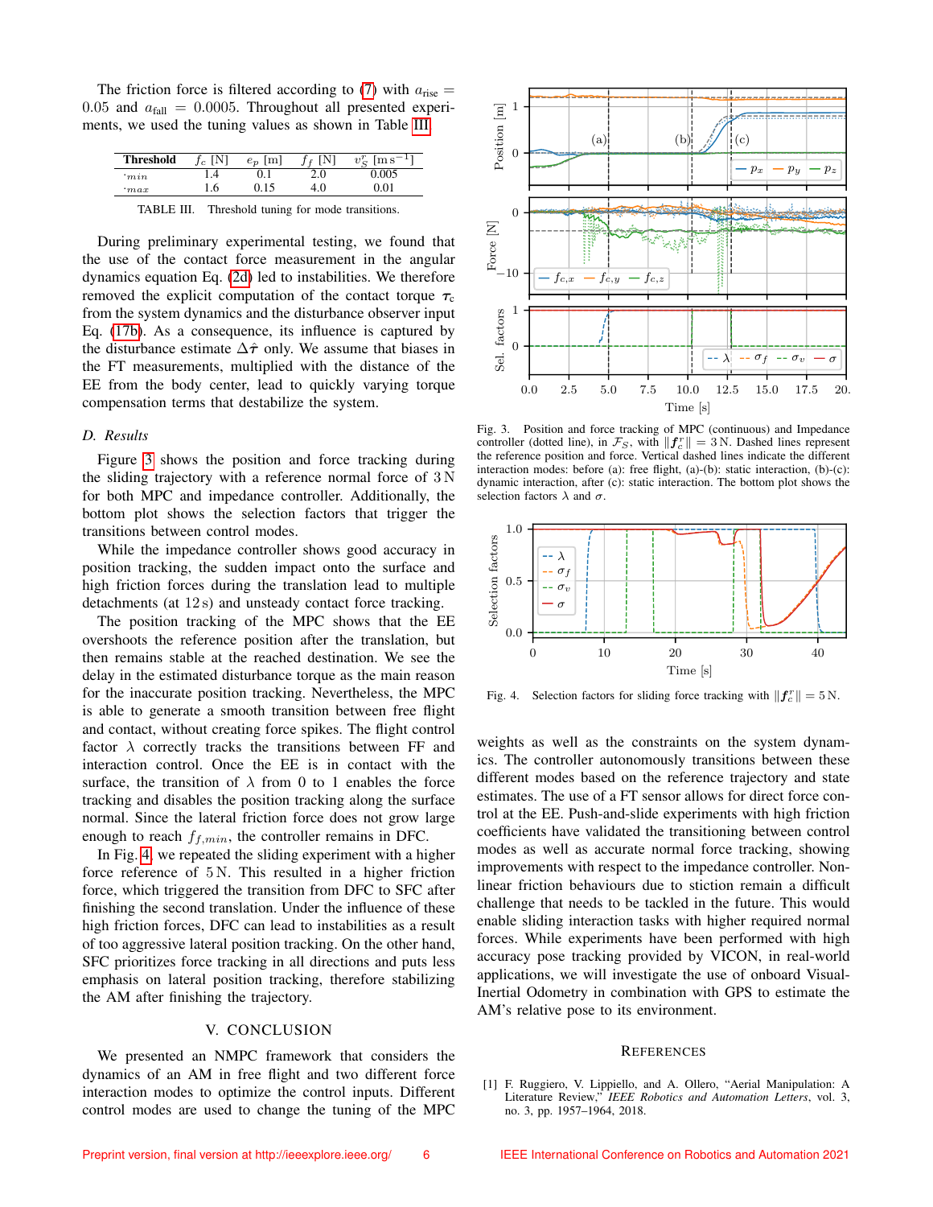The friction force is filtered according to (7) with $a_{\text{rise}} = 0.05$ and $a_{\text{fall}} = 0.0005$. Throughout all presented experiments, we used the tuning values as shown in Table III.

| Threshold | $f_c$ [N] | $e_p$ [m] | $f_f$ [N] | $v_S^r$ [m s$^{-1}$] |
|---|---|---|---|---|
| $\cdot_{min}$ | 1.4 | 0.1 | 2.0 | 0.005 |
| $\cdot_{max}$ | 1.6 | 0.15 | 4.0 | 0.01 |

TABLE III. Threshold tuning for mode transitions.

During preliminary experimental testing, we found that the use of the contact force measurement in the angular dynamics equation Eq. (2d) led to instabilities. We therefore removed the explicit computation of the contact torque $\boldsymbol{\tau}_c$ from the system dynamics and the disturbance observer input Eq. (17b). As a consequence, its influence is captured by the disturbance estimate $\Delta\hat{\boldsymbol{\tau}}$ only. We assume that biases in the FT measurements, multiplied with the distance of the EE from the body center, lead to quickly varying torque compensation terms that destabilize the system.

### D. Results

Figure 3 shows the position and force tracking during the sliding trajectory with a reference normal force of 3 N for both MPC and impedance controller. Additionally, the bottom plot shows the selection factors that trigger the transitions between control modes.

While the impedance controller shows good accuracy in position tracking, the sudden impact onto the surface and high friction forces during the translation lead to multiple detachments (at 12 s) and unsteady contact force tracking.

The position tracking of the MPC shows that the EE overshoots the reference position after the translation, but then remains stable at the reached destination. We see the delay in the estimated disturbance torque as the main reason for the inaccurate position tracking. Nevertheless, the MPC is able to generate a smooth transition between free flight and contact, without creating force spikes. The flight control factor $\lambda$ correctly tracks the transitions between FF and interaction control. Once the EE is in contact with the surface, the transition of $\lambda$ from 0 to 1 enables the force tracking and disables the position tracking along the surface normal. Since the lateral friction force does not grow large enough to reach $f_{f,min}$, the controller remains in DFC.

In Fig. 4, we repeated the sliding experiment with a higher force reference of 5 N. This resulted in a higher friction force, which triggered the transition from DFC to SFC after finishing the second translation. Under the influence of these high friction forces, DFC can lead to instabilities as a result of too aggressive lateral position tracking. On the other hand, SFC prioritizes force tracking in all directions and puts less emphasis on lateral position tracking, therefore stabilizing the AM after finishing the trajectory.

Fig. 3. Position and force tracking of MPC (continuous) and Impedance controller (dotted line), in $\mathcal{F}_S$, with $\|\boldsymbol{f}_c^r\| = 3$ N. Dashed lines represent the reference position and force. Vertical dashed lines indicate the different interaction modes: before (a): free flight, (a)-(b): static interaction, (b)-(c): dynamic interaction, after (c): static interaction. The bottom plot shows the selection factors $\lambda$ and $\sigma$.

Fig. 4. Selection factors for sliding force tracking with $\|\boldsymbol{f}_c^r\| = 5$ N.

## V. CONCLUSION

We presented an NMPC framework that considers the dynamics of an AM in free flight and two different force interaction modes to optimize the control inputs. Different control modes are used to change the tuning of the MPC weights as well as the constraints on the system dynamics. The controller autonomously transitions between these different modes based on the reference trajectory and state estimates. The use of a FT sensor allows for direct force control at the EE. Push-and-slide experiments with high friction coefficients have validated the transitioning between control modes as well as accurate normal force tracking, showing improvements with respect to the impedance controller. Nonlinear friction behaviours due to stiction remain a difficult challenge that needs to be tackled in the future. This would enable sliding interaction tasks with higher required normal forces. While experiments have been performed with high accuracy pose tracking provided by VICON, in real-world applications, we will investigate the use of onboard Visual-Inertial Odometry in combination with GPS to estimate the AM's relative pose to its environment.

## REFERENCES

[1] F. Ruggiero, V. Lippiello, and A. Ollero, "Aerial Manipulation: A Literature Review," *IEEE Robotics and Automation Letters*, vol. 3, no. 3, pp. 1957–1964, 2018.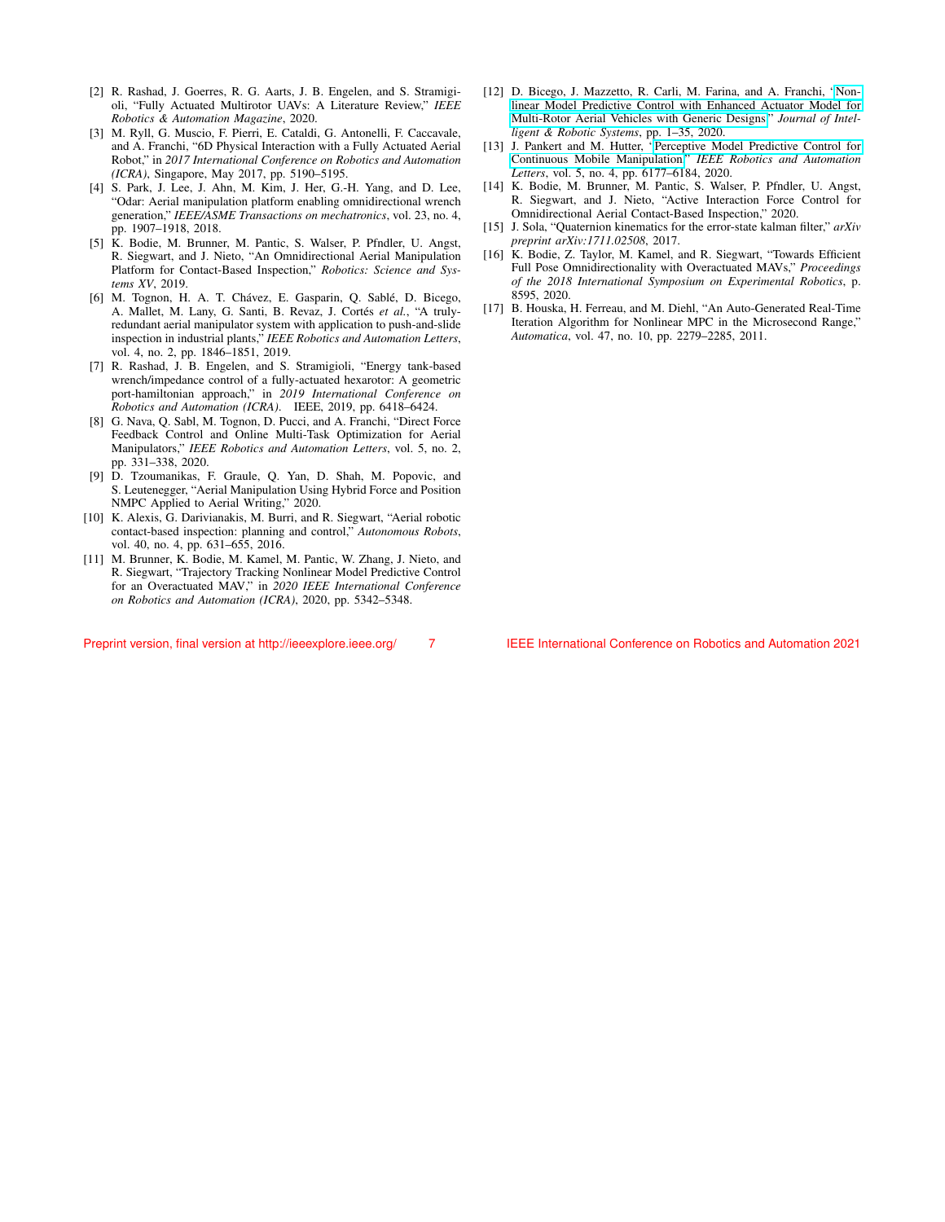[2] R. Rashad, J. Goerres, R. G. Aarts, J. B. Engelen, and S. Stramigioli, "Fully Actuated Multirotor UAVs: A Literature Review," *IEEE Robotics & Automation Magazine*, 2020.

[3] M. Ryll, G. Muscio, F. Pierri, E. Cataldi, G. Antonelli, F. Caccavale, and A. Franchi, "6D Physical Interaction with a Fully Actuated Aerial Robot," in *2017 International Conference on Robotics and Automation (ICRA)*, Singapore, May 2017, pp. 5190–5195.

[4] S. Park, J. Lee, J. Ahn, M. Kim, J. Her, G.-H. Yang, and D. Lee, "Odar: Aerial manipulation platform enabling omnidirectional wrench generation," *IEEE/ASME Transactions on mechatronics*, vol. 23, no. 4, pp. 1907–1918, 2018.

[5] K. Bodie, M. Brunner, M. Pantic, S. Walser, P. Pfndler, U. Angst, R. Siegwart, and J. Nieto, "An Omnidirectional Aerial Manipulation Platform for Contact-Based Inspection," *Robotics: Science and Systems XV*, 2019.

[6] M. Tognon, H. A. T. Chávez, E. Gasparin, Q. Sablé, D. Bicego, A. Mallet, M. Lany, G. Santi, B. Revaz, J. Cortés *et al.*, "A truly-redundant aerial manipulator system with application to push-and-slide inspection in industrial plants," *IEEE Robotics and Automation Letters*, vol. 4, no. 2, pp. 1846–1851, 2019.

[7] R. Rashad, J. B. Engelen, and S. Stramigioli, "Energy tank-based wrench/impedance control of a fully-actuated hexarotor: A geometric port-hamiltonian approach," in *2019 International Conference on Robotics and Automation (ICRA)*. IEEE, 2019, pp. 6418–6424.

[8] G. Nava, Q. Sabl, M. Tognon, D. Pucci, and A. Franchi, "Direct Force Feedback Control and Online Multi-Task Optimization for Aerial Manipulators," *IEEE Robotics and Automation Letters*, vol. 5, no. 2, pp. 331–338, 2020.

[9] D. Tzoumanikas, F. Graule, Q. Yan, D. Shah, M. Popovic, and S. Leutenegger, "Aerial Manipulation Using Hybrid Force and Position NMPC Applied to Aerial Writing," 2020.

[10] K. Alexis, G. Darivianakis, M. Burri, and R. Siegwart, "Aerial robotic contact-based inspection: planning and control," *Autonomous Robots*, vol. 40, no. 4, pp. 631–655, 2016.

[11] M. Brunner, K. Bodie, M. Kamel, M. Pantic, W. Zhang, J. Nieto, and R. Siegwart, "Trajectory Tracking Nonlinear Model Predictive Control for an Overactuated MAV," in *2020 IEEE International Conference on Robotics and Automation (ICRA)*, 2020, pp. 5342–5348.

[12] D. Bicego, J. Mazzetto, R. Carli, M. Farina, and A. Franchi, "Nonlinear Model Predictive Control with Enhanced Actuator Model for Multi-Rotor Aerial Vehicles with Generic Designs," *Journal of Intelligent & Robotic Systems*, pp. 1–35, 2020.

[13] J. Pankert and M. Hutter, "Perceptive Model Predictive Control for Continuous Mobile Manipulation," *IEEE Robotics and Automation Letters*, vol. 5, no. 4, pp. 6177–6184, 2020.

[14] K. Bodie, M. Brunner, M. Pantic, S. Walser, P. Pfndler, U. Angst, R. Siegwart, and J. Nieto, "Active Interaction Force Control for Omnidirectional Aerial Contact-Based Inspection," 2020.

[15] J. Sola, "Quaternion kinematics for the error-state kalman filter," *arXiv preprint arXiv:1711.02508*, 2017.

[16] K. Bodie, Z. Taylor, M. Kamel, and R. Siegwart, "Towards Efficient Full Pose Omnidirectionality with Overactuated MAVs," *Proceedings of the 2018 International Symposium on Experimental Robotics*, p. 8595, 2020.

[17] B. Houska, H. Ferreau, and M. Diehl, "An Auto-Generated Real-Time Iteration Algorithm for Nonlinear MPC in the Microsecond Range," *Automatica*, vol. 47, no. 10, pp. 2279–2285, 2011.